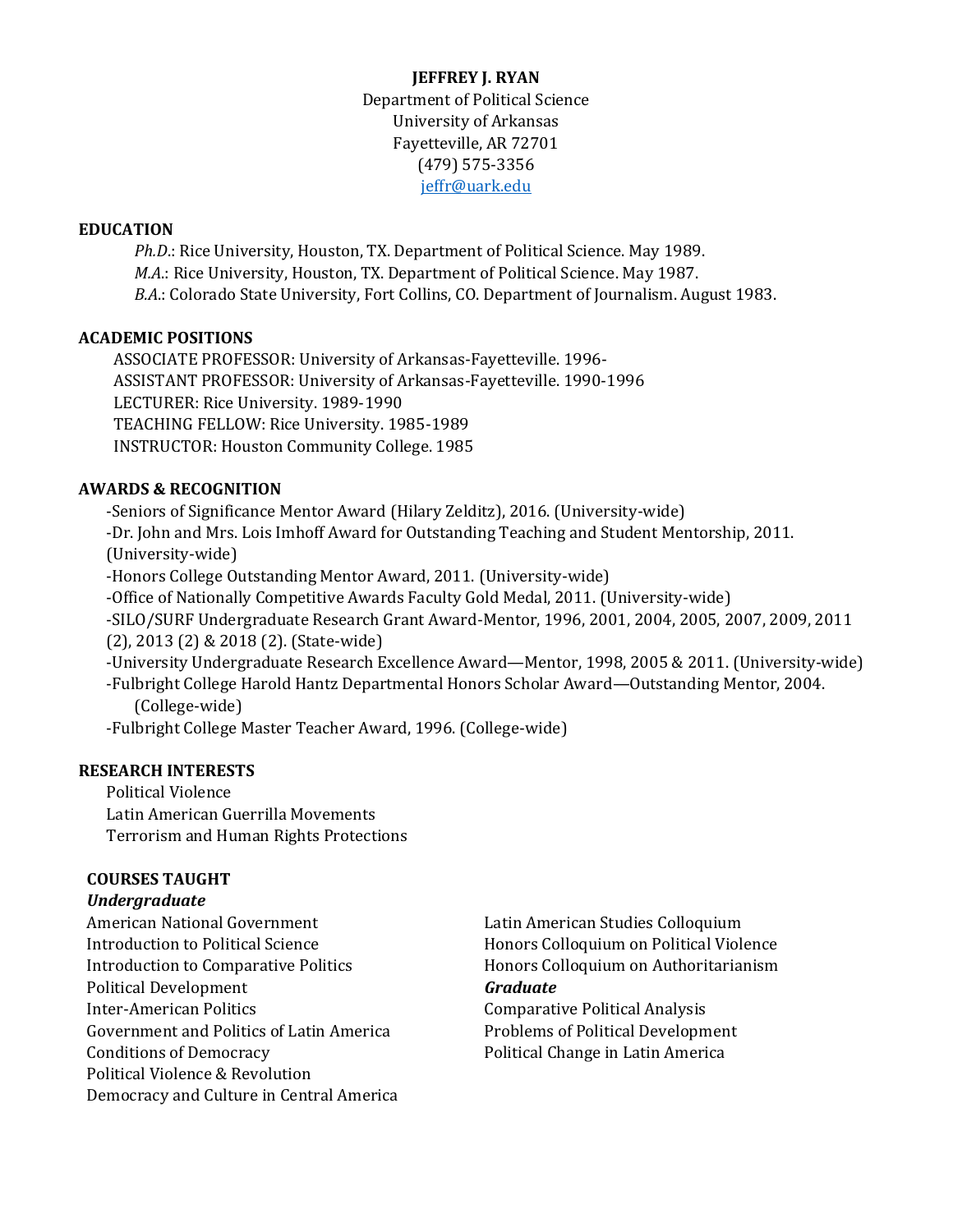**JEFFREY J. RYAN**

Department of Political Science
University of Arkansas
Fayetteville, AR 72701
(479) 575-3356
[jeffr@uark.edu](mailto:jeffr@uark.edu)

## EDUCATION

*Ph.D.*: Rice University, Houston, TX. Department of Political Science. May 1989.
*M.A.*: Rice University, Houston, TX. Department of Political Science. May 1987.
*B.A.*: Colorado State University, Fort Collins, CO. Department of Journalism. August 1983.

## ACADEMIC POSITIONS

ASSOCIATE PROFESSOR: University of Arkansas-Fayetteville. 1996-
ASSISTANT PROFESSOR: University of Arkansas-Fayetteville. 1990-1996
LECTURER: Rice University. 1989-1990
TEACHING FELLOW: Rice University. 1985-1989
INSTRUCTOR: Houston Community College. 1985

## AWARDS & RECOGNITION

-Seniors of Significance Mentor Award (Hilary Zelditz), 2016. (University-wide)
-Dr. John and Mrs. Lois Imhoff Award for Outstanding Teaching and Student Mentorship, 2011. (University-wide)
-Honors College Outstanding Mentor Award, 2011. (University-wide)
-Office of Nationally Competitive Awards Faculty Gold Medal, 2011. (University-wide)
-SILO/SURF Undergraduate Research Grant Award-Mentor, 1996, 2001, 2004, 2005, 2007, 2009, 2011 (2), 2013 (2) & 2018 (2). (State-wide)
-University Undergraduate Research Excellence Award—Mentor, 1998, 2005 & 2011. (University-wide)
-Fulbright College Harold Hantz Departmental Honors Scholar Award—Outstanding Mentor, 2004. (College-wide)
-Fulbright College Master Teacher Award, 1996. (College-wide)

## RESEARCH INTERESTS

Political Violence
Latin American Guerrilla Movements
Terrorism and Human Rights Protections

## COURSES TAUGHT

### *Undergraduate*

American National Government
Introduction to Political Science
Introduction to Comparative Politics
Political Development
Inter-American Politics
Government and Politics of Latin America
Conditions of Democracy
Political Violence & Revolution
Democracy and Culture in Central America
Latin American Studies Colloquium
Honors Colloquium on Political Violence
Honors Colloquium on Authoritarianism

### *Graduate*

Comparative Political Analysis
Problems of Political Development
Political Change in Latin America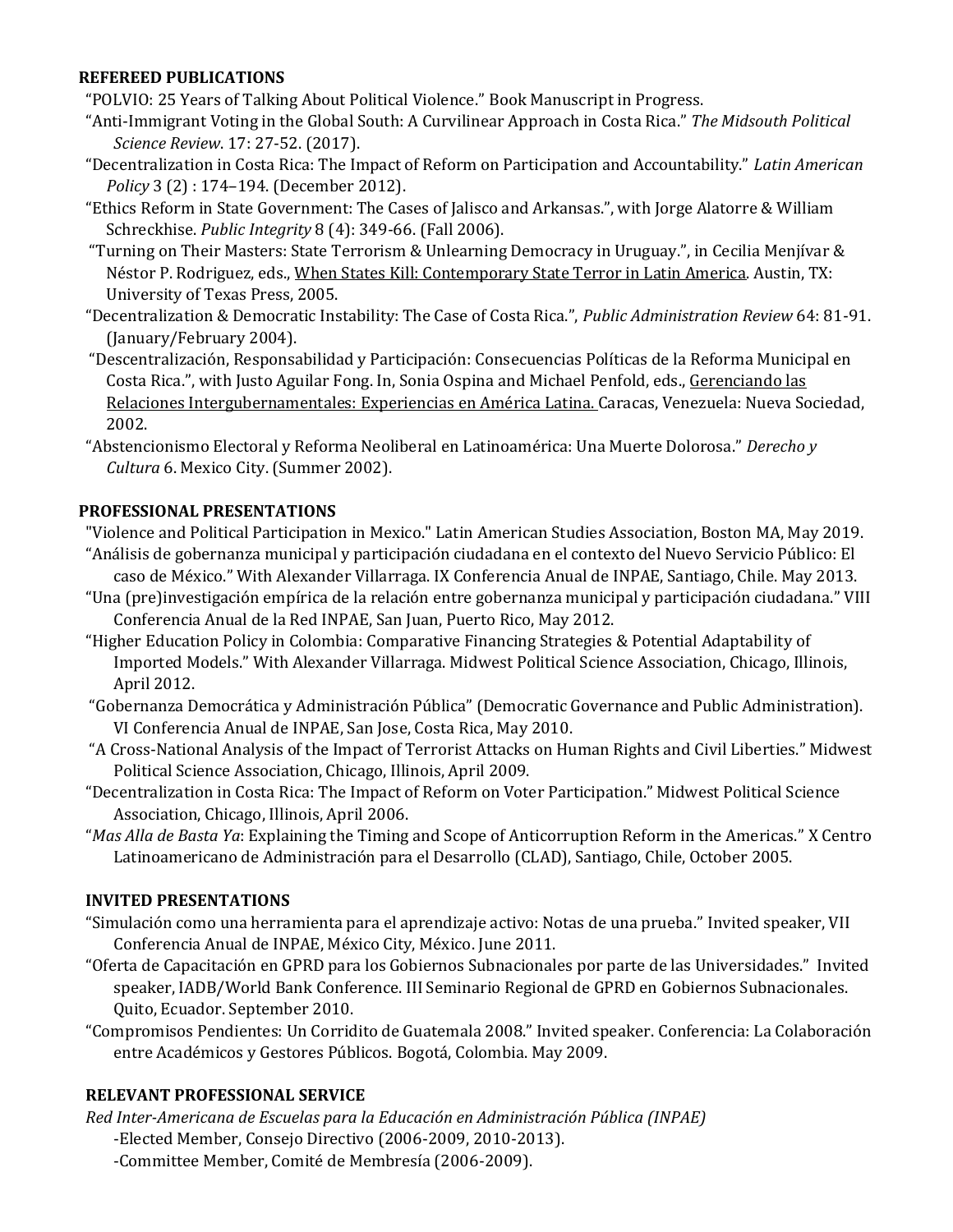## REFEREED PUBLICATIONS

“POLVIO: 25 Years of Talking About Political Violence.” Book Manuscript in Progress.

“Anti-Immigrant Voting in the Global South: A Curvilinear Approach in Costa Rica.” *The Midsouth Political Science Review*. 17: 27-52. (2017).

“Decentralization in Costa Rica: The Impact of Reform on Participation and Accountability.” *Latin American Policy* 3 (2) : 174–194. (December 2012).

“Ethics Reform in State Government: The Cases of Jalisco and Arkansas.”, with Jorge Alatorre & William Schreckhise. *Public Integrity* 8 (4): 349-66. (Fall 2006).

“Turning on Their Masters: State Terrorism & Unlearning Democracy in Uruguay.”, in Cecilia Menjívar & Néstor P. Rodriguez, eds., When States Kill: Contemporary State Terror in Latin America. Austin, TX: University of Texas Press, 2005.

“Decentralization & Democratic Instability: The Case of Costa Rica.”, *Public Administration Review* 64: 81-91. (January/February 2004).

“Descentralización, Responsabilidad y Participación: Consecuencias Políticas de la Reforma Municipal en Costa Rica.”, with Justo Aguilar Fong. In, Sonia Ospina and Michael Penfold, eds., Gerenciando las Relaciones Intergubernamentales: Experiencias en América Latina. Caracas, Venezuela: Nueva Sociedad, 2002.

“Abstencionismo Electoral y Reforma Neoliberal en Latinoamérica: Una Muerte Dolorosa.” *Derecho y Cultura* 6. Mexico City. (Summer 2002).

## PROFESSIONAL PRESENTATIONS

"Violence and Political Participation in Mexico." Latin American Studies Association, Boston MA, May 2019.

“Análisis de gobernanza municipal y participación ciudadana en el contexto del Nuevo Servicio Público: El caso de México.” With Alexander Villarraga. IX Conferencia Anual de INPAE, Santiago, Chile. May 2013.

“Una (pre)investigación empírica de la relación entre gobernanza municipal y participación ciudadana.” VIII Conferencia Anual de la Red INPAE, San Juan, Puerto Rico, May 2012.

“Higher Education Policy in Colombia: Comparative Financing Strategies & Potential Adaptability of Imported Models.” With Alexander Villarraga. Midwest Political Science Association, Chicago, Illinois, April 2012.

“Gobernanza Democrática y Administración Pública” (Democratic Governance and Public Administration). VI Conferencia Anual de INPAE, San Jose, Costa Rica, May 2010.

“A Cross-National Analysis of the Impact of Terrorist Attacks on Human Rights and Civil Liberties.” Midwest Political Science Association, Chicago, Illinois, April 2009.

“Decentralization in Costa Rica: The Impact of Reform on Voter Participation.” Midwest Political Science Association, Chicago, Illinois, April 2006.

“*Mas Alla de Basta Ya*: Explaining the Timing and Scope of Anticorruption Reform in the Americas.” X Centro Latinoamericano de Administración para el Desarrollo (CLAD), Santiago, Chile, October 2005.

## INVITED PRESENTATIONS

“Simulación como una herramienta para el aprendizaje activo: Notas de una prueba.” Invited speaker, VII Conferencia Anual de INPAE, México City, México. June 2011.

“Oferta de Capacitación en GPRD para los Gobiernos Subnacionales por parte de las Universidades.” Invited speaker, IADB/World Bank Conference. III Seminario Regional de GPRD en Gobiernos Subnacionales. Quito, Ecuador. September 2010.

“Compromisos Pendientes: Un Corridito de Guatemala 2008.” Invited speaker. Conferencia: La Colaboración entre Académicos y Gestores Públicos. Bogotá, Colombia. May 2009.

## RELEVANT PROFESSIONAL SERVICE

*Red Inter-Americana de Escuelas para la Educación en Administración Pública (INPAE)*

-Elected Member, Consejo Directivo (2006-2009, 2010-2013).

-Committee Member, Comité de Membresía (2006-2009).